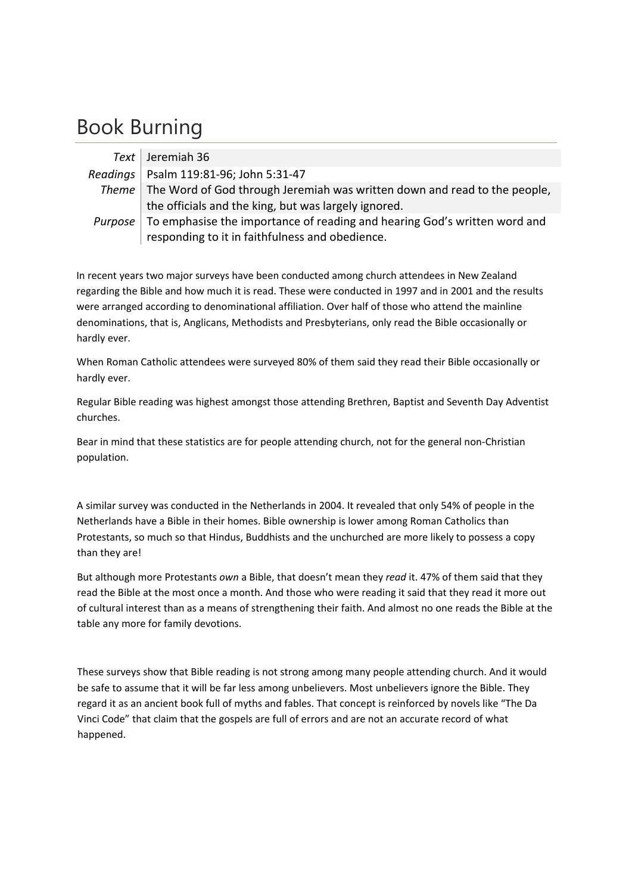# Book Burning

| | |
|---|---|
| *Text* | Jeremiah 36 |
| *Readings* | Psalm 119:81-96; John 5:31-47 |
| *Theme* | The Word of God through Jeremiah was written down and read to the people, the officials and the king, but was largely ignored. |
| *Purpose* | To emphasise the importance of reading and hearing God's written word and responding to it in faithfulness and obedience. |

In recent years two major surveys have been conducted among church attendees in New Zealand regarding the Bible and how much it is read. These were conducted in 1997 and in 2001 and the results were arranged according to denominational affiliation. Over half of those who attend the mainline denominations, that is, Anglicans, Methodists and Presbyterians, only read the Bible occasionally or hardly ever.

When Roman Catholic attendees were surveyed 80% of them said they read their Bible occasionally or hardly ever.

Regular Bible reading was highest amongst those attending Brethren, Baptist and Seventh Day Adventist churches.

Bear in mind that these statistics are for people attending church, not for the general non-Christian population.

A similar survey was conducted in the Netherlands in 2004. It revealed that only 54% of people in the Netherlands have a Bible in their homes. Bible ownership is lower among Roman Catholics than Protestants, so much so that Hindus, Buddhists and the unchurched are more likely to possess a copy than they are!

But although more Protestants *own* a Bible, that doesn't mean they *read* it. 47% of them said that they read the Bible at the most once a month. And those who were reading it said that they read it more out of cultural interest than as a means of strengthening their faith. And almost no one reads the Bible at the table any more for family devotions.

These surveys show that Bible reading is not strong among many people attending church. And it would be safe to assume that it will be far less among unbelievers. Most unbelievers ignore the Bible. They regard it as an ancient book full of myths and fables. That concept is reinforced by novels like "The Da Vinci Code" that claim that the gospels are full of errors and are not an accurate record of what happened.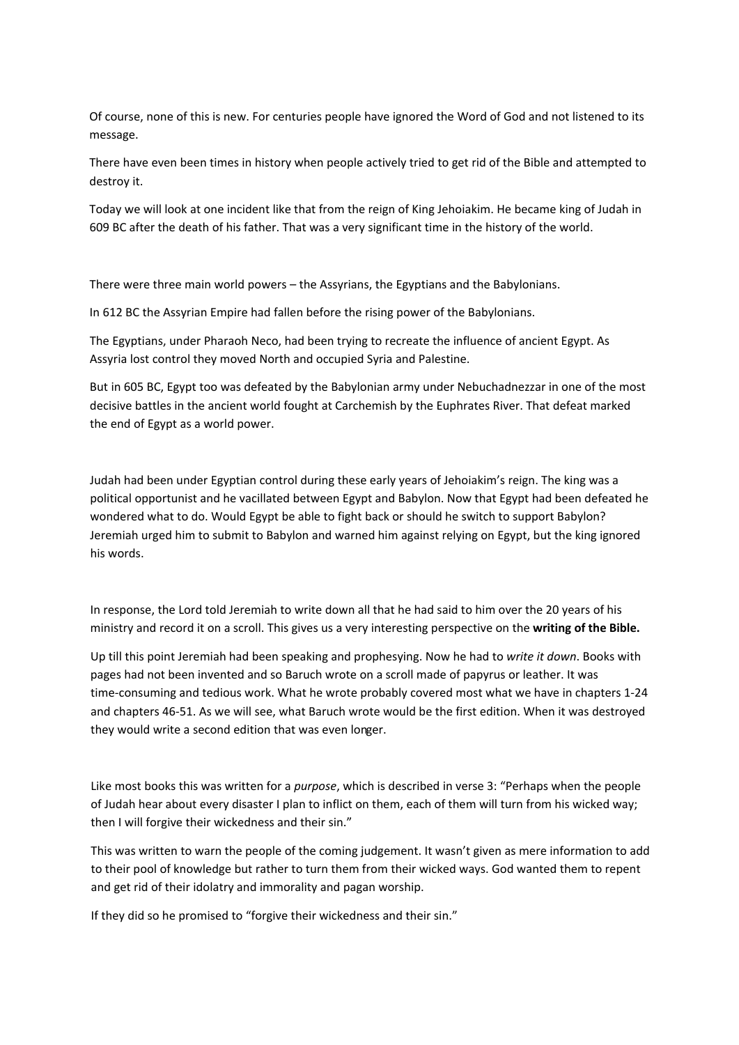Of course, none of this is new. For centuries people have ignored the Word of God and not listened to its message.

There have even been times in history when people actively tried to get rid of the Bible and attempted to destroy it.

Today we will look at one incident like that from the reign of King Jehoiakim. He became king of Judah in 609 BC after the death of his father. That was a very significant time in the history of the world.

There were three main world powers – the Assyrians, the Egyptians and the Babylonians.

In 612 BC the Assyrian Empire had fallen before the rising power of the Babylonians.

The Egyptians, under Pharaoh Neco, had been trying to recreate the influence of ancient Egypt. As Assyria lost control they moved North and occupied Syria and Palestine.

But in 605 BC, Egypt too was defeated by the Babylonian army under Nebuchadnezzar in one of the most decisive battles in the ancient world fought at Carchemish by the Euphrates River. That defeat marked the end of Egypt as a world power.

Judah had been under Egyptian control during these early years of Jehoiakim's reign. The king was a political opportunist and he vacillated between Egypt and Babylon. Now that Egypt had been defeated he wondered what to do. Would Egypt be able to fight back or should he switch to support Babylon? Jeremiah urged him to submit to Babylon and warned him against relying on Egypt, but the king ignored his words.

In response, the Lord told Jeremiah to write down all that he had said to him over the 20 years of his ministry and record it on a scroll. This gives us a very interesting perspective on the **writing of the Bible.**

Up till this point Jeremiah had been speaking and prophesying. Now he had to *write it down*. Books with pages had not been invented and so Baruch wrote on a scroll made of papyrus or leather. It was time-consuming and tedious work. What he wrote probably covered most what we have in chapters 1-24 and chapters 46-51. As we will see, what Baruch wrote would be the first edition. When it was destroyed they would write a second edition that was even longer.

Like most books this was written for a *purpose*, which is described in verse 3: "Perhaps when the people of Judah hear about every disaster I plan to inflict on them, each of them will turn from his wicked way; then I will forgive their wickedness and their sin."

This was written to warn the people of the coming judgement. It wasn't given as mere information to add to their pool of knowledge but rather to turn them from their wicked ways. God wanted them to repent and get rid of their idolatry and immorality and pagan worship.

If they did so he promised to "forgive their wickedness and their sin."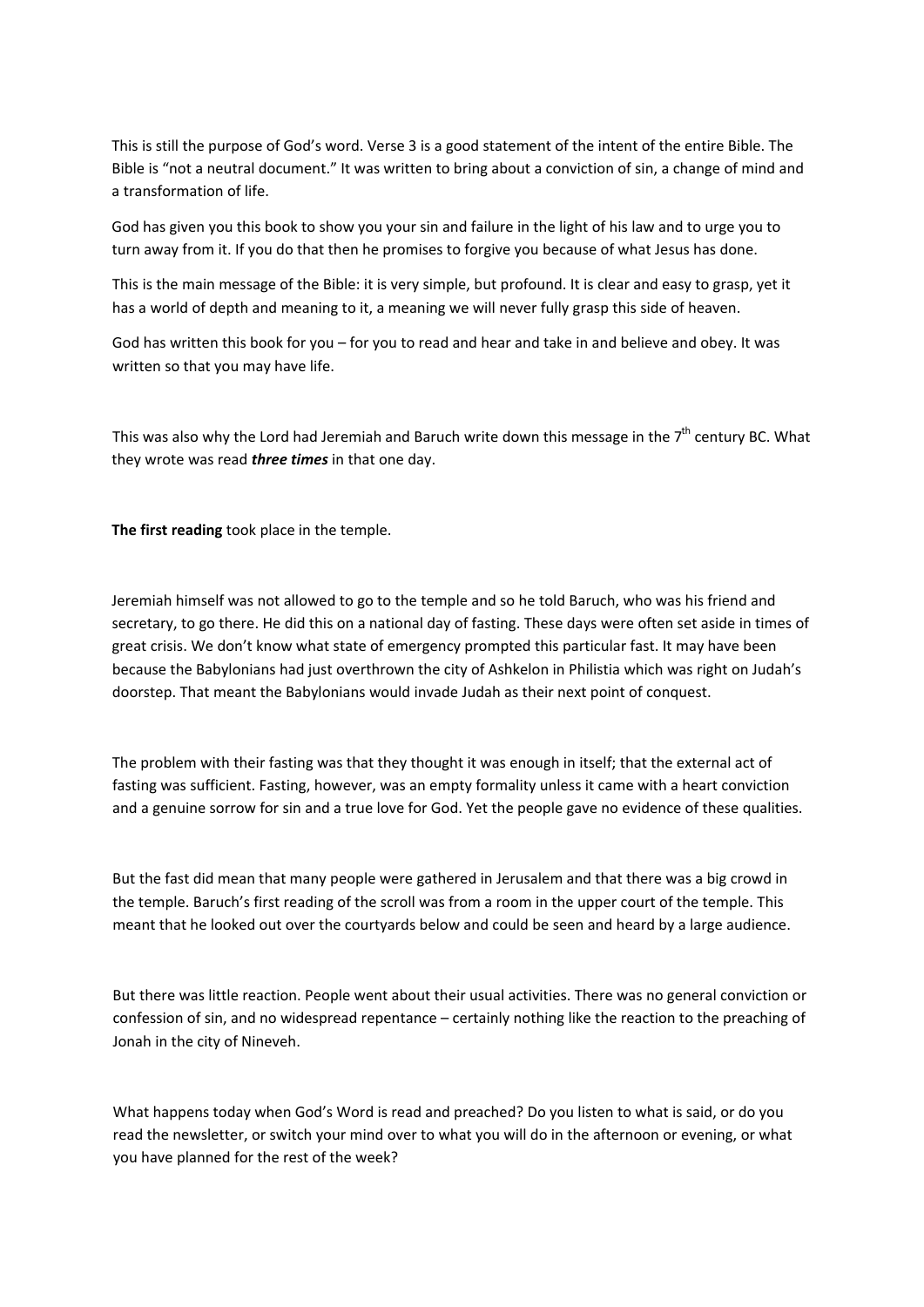This is still the purpose of God's word. Verse 3 is a good statement of the intent of the entire Bible. The Bible is "not a neutral document." It was written to bring about a conviction of sin, a change of mind and a transformation of life.

God has given you this book to show you your sin and failure in the light of his law and to urge you to turn away from it. If you do that then he promises to forgive you because of what Jesus has done.

This is the main message of the Bible: it is very simple, but profound. It is clear and easy to grasp, yet it has a world of depth and meaning to it, a meaning we will never fully grasp this side of heaven.

God has written this book for you – for you to read and hear and take in and believe and obey. It was written so that you may have life.

This was also why the Lord had Jeremiah and Baruch write down this message in the 7th century BC. What they wrote was read ***three times*** in that one day.

**The first reading** took place in the temple.

Jeremiah himself was not allowed to go to the temple and so he told Baruch, who was his friend and secretary, to go there. He did this on a national day of fasting. These days were often set aside in times of great crisis. We don't know what state of emergency prompted this particular fast. It may have been because the Babylonians had just overthrown the city of Ashkelon in Philistia which was right on Judah's doorstep. That meant the Babylonians would invade Judah as their next point of conquest.

The problem with their fasting was that they thought it was enough in itself; that the external act of fasting was sufficient. Fasting, however, was an empty formality unless it came with a heart conviction and a genuine sorrow for sin and a true love for God. Yet the people gave no evidence of these qualities.

But the fast did mean that many people were gathered in Jerusalem and that there was a big crowd in the temple. Baruch's first reading of the scroll was from a room in the upper court of the temple. This meant that he looked out over the courtyards below and could be seen and heard by a large audience.

But there was little reaction. People went about their usual activities. There was no general conviction or confession of sin, and no widespread repentance – certainly nothing like the reaction to the preaching of Jonah in the city of Nineveh.

What happens today when God's Word is read and preached? Do you listen to what is said, or do you read the newsletter, or switch your mind over to what you will do in the afternoon or evening, or what you have planned for the rest of the week?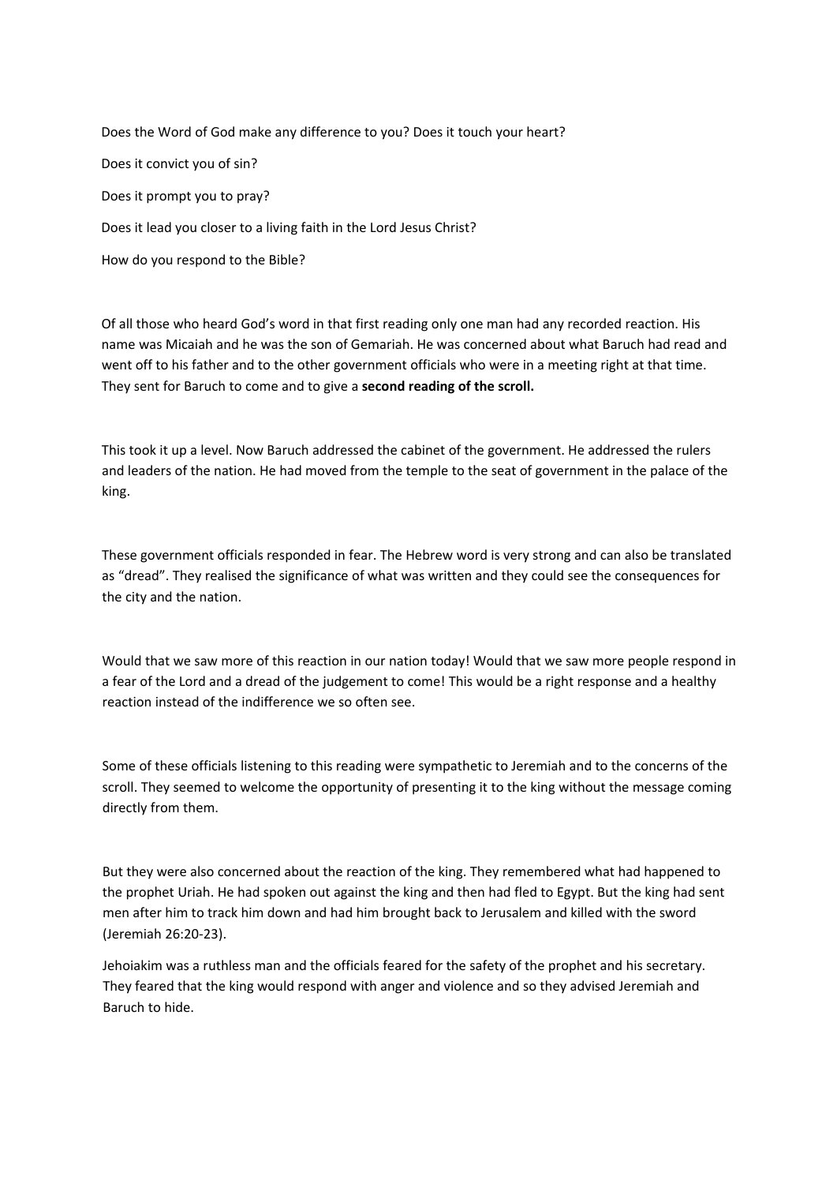Does the Word of God make any difference to you? Does it touch your heart?

Does it convict you of sin?

Does it prompt you to pray?

Does it lead you closer to a living faith in the Lord Jesus Christ?

How do you respond to the Bible?

Of all those who heard God's word in that first reading only one man had any recorded reaction. His name was Micaiah and he was the son of Gemariah. He was concerned about what Baruch had read and went off to his father and to the other government officials who were in a meeting right at that time. They sent for Baruch to come and to give a **second reading of the scroll.**

This took it up a level. Now Baruch addressed the cabinet of the government. He addressed the rulers and leaders of the nation. He had moved from the temple to the seat of government in the palace of the king.

These government officials responded in fear. The Hebrew word is very strong and can also be translated as "dread". They realised the significance of what was written and they could see the consequences for the city and the nation.

Would that we saw more of this reaction in our nation today! Would that we saw more people respond in a fear of the Lord and a dread of the judgement to come! This would be a right response and a healthy reaction instead of the indifference we so often see.

Some of these officials listening to this reading were sympathetic to Jeremiah and to the concerns of the scroll. They seemed to welcome the opportunity of presenting it to the king without the message coming directly from them.

But they were also concerned about the reaction of the king. They remembered what had happened to the prophet Uriah. He had spoken out against the king and then had fled to Egypt. But the king had sent men after him to track him down and had him brought back to Jerusalem and killed with the sword (Jeremiah 26:20-23).

Jehoiakim was a ruthless man and the officials feared for the safety of the prophet and his secretary. They feared that the king would respond with anger and violence and so they advised Jeremiah and Baruch to hide.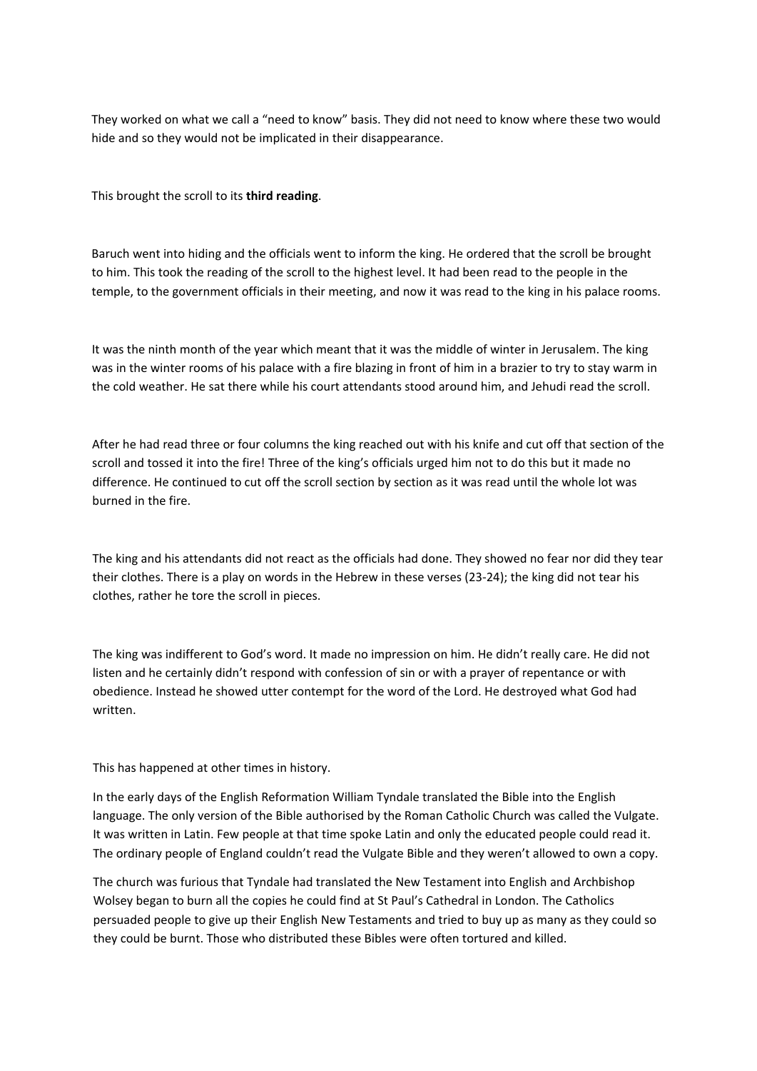They worked on what we call a "need to know" basis. They did not need to know where these two would hide and so they would not be implicated in their disappearance.

This brought the scroll to its **third reading**.

Baruch went into hiding and the officials went to inform the king. He ordered that the scroll be brought to him. This took the reading of the scroll to the highest level. It had been read to the people in the temple, to the government officials in their meeting, and now it was read to the king in his palace rooms.

It was the ninth month of the year which meant that it was the middle of winter in Jerusalem. The king was in the winter rooms of his palace with a fire blazing in front of him in a brazier to try to stay warm in the cold weather. He sat there while his court attendants stood around him, and Jehudi read the scroll.

After he had read three or four columns the king reached out with his knife and cut off that section of the scroll and tossed it into the fire! Three of the king's officials urged him not to do this but it made no difference. He continued to cut off the scroll section by section as it was read until the whole lot was burned in the fire.

The king and his attendants did not react as the officials had done. They showed no fear nor did they tear their clothes. There is a play on words in the Hebrew in these verses (23-24); the king did not tear his clothes, rather he tore the scroll in pieces.

The king was indifferent to God's word. It made no impression on him. He didn't really care. He did not listen and he certainly didn't respond with confession of sin or with a prayer of repentance or with obedience. Instead he showed utter contempt for the word of the Lord. He destroyed what God had written.

This has happened at other times in history.

In the early days of the English Reformation William Tyndale translated the Bible into the English language. The only version of the Bible authorised by the Roman Catholic Church was called the Vulgate. It was written in Latin. Few people at that time spoke Latin and only the educated people could read it. The ordinary people of England couldn't read the Vulgate Bible and they weren't allowed to own a copy.

The church was furious that Tyndale had translated the New Testament into English and Archbishop Wolsey began to burn all the copies he could find at St Paul's Cathedral in London. The Catholics persuaded people to give up their English New Testaments and tried to buy up as many as they could so they could be burnt. Those who distributed these Bibles were often tortured and killed.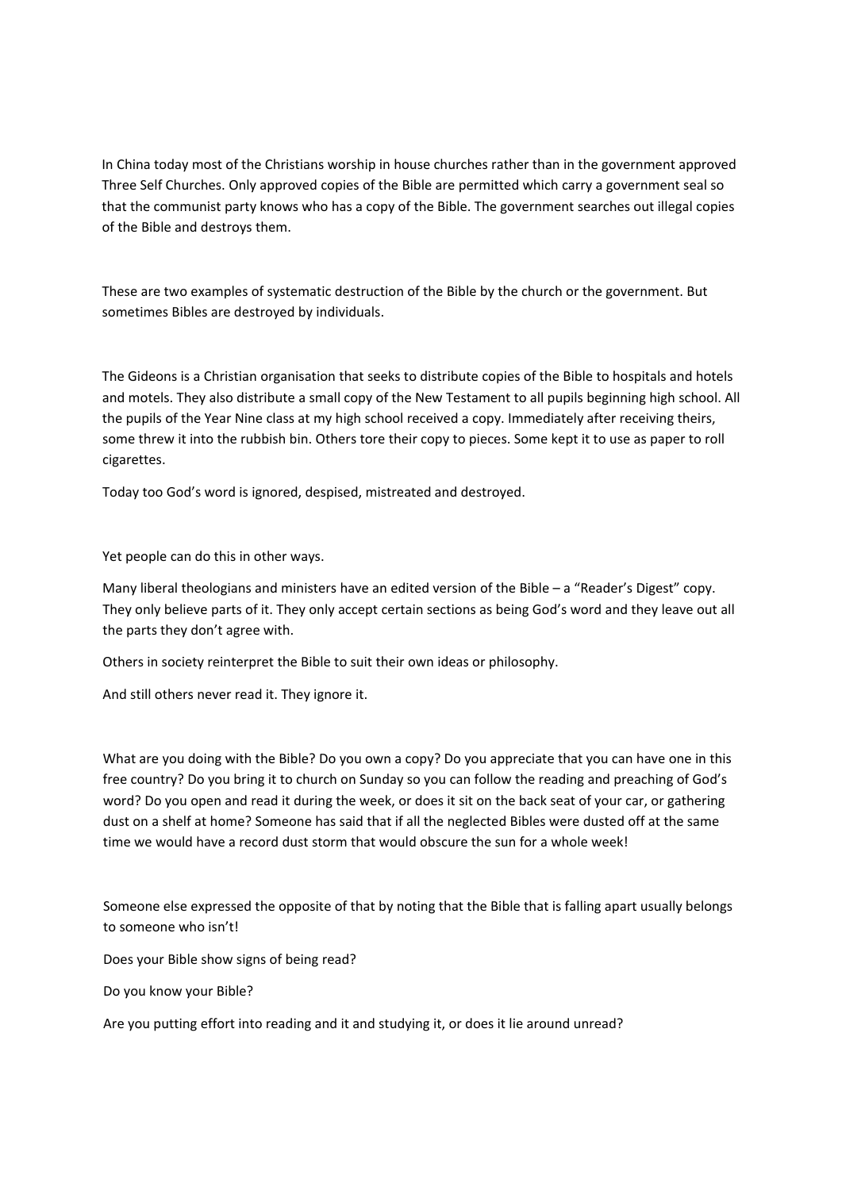In China today most of the Christians worship in house churches rather than in the government approved Three Self Churches. Only approved copies of the Bible are permitted which carry a government seal so that the communist party knows who has a copy of the Bible. The government searches out illegal copies of the Bible and destroys them.

These are two examples of systematic destruction of the Bible by the church or the government. But sometimes Bibles are destroyed by individuals.

The Gideons is a Christian organisation that seeks to distribute copies of the Bible to hospitals and hotels and motels. They also distribute a small copy of the New Testament to all pupils beginning high school. All the pupils of the Year Nine class at my high school received a copy. Immediately after receiving theirs, some threw it into the rubbish bin. Others tore their copy to pieces. Some kept it to use as paper to roll cigarettes.

Today too God's word is ignored, despised, mistreated and destroyed.

Yet people can do this in other ways.

Many liberal theologians and ministers have an edited version of the Bible – a "Reader's Digest" copy. They only believe parts of it. They only accept certain sections as being God's word and they leave out all the parts they don't agree with.

Others in society reinterpret the Bible to suit their own ideas or philosophy.

And still others never read it. They ignore it.

What are you doing with the Bible? Do you own a copy? Do you appreciate that you can have one in this free country? Do you bring it to church on Sunday so you can follow the reading and preaching of God's word? Do you open and read it during the week, or does it sit on the back seat of your car, or gathering dust on a shelf at home? Someone has said that if all the neglected Bibles were dusted off at the same time we would have a record dust storm that would obscure the sun for a whole week!

Someone else expressed the opposite of that by noting that the Bible that is falling apart usually belongs to someone who isn't!

Does your Bible show signs of being read?

Do you know your Bible?

Are you putting effort into reading and it and studying it, or does it lie around unread?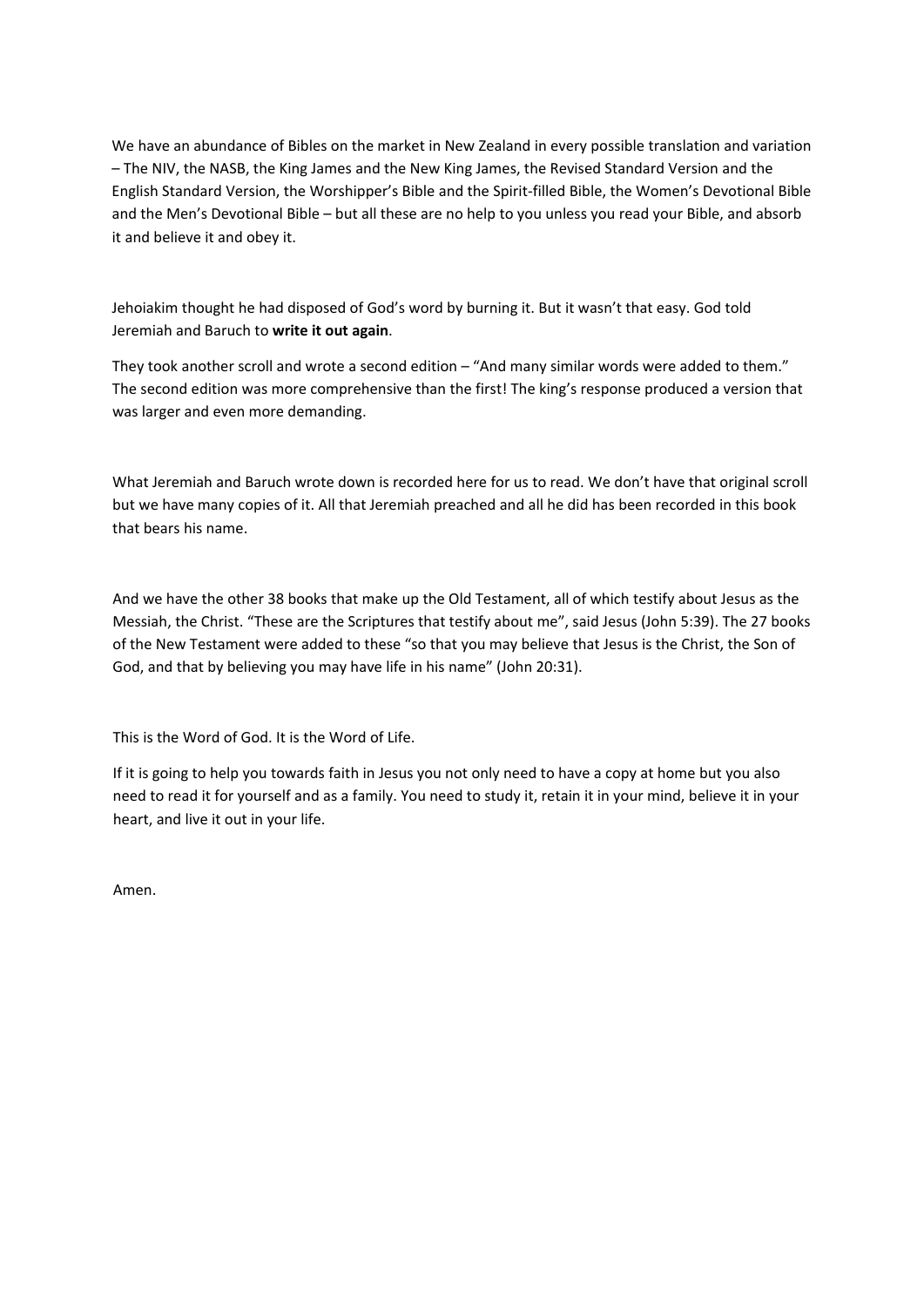We have an abundance of Bibles on the market in New Zealand in every possible translation and variation – The NIV, the NASB, the King James and the New King James, the Revised Standard Version and the English Standard Version, the Worshipper's Bible and the Spirit-filled Bible, the Women's Devotional Bible and the Men's Devotional Bible – but all these are no help to you unless you read your Bible, and absorb it and believe it and obey it.

Jehoiakim thought he had disposed of God's word by burning it. But it wasn't that easy. God told Jeremiah and Baruch to **write it out again**.

They took another scroll and wrote a second edition – "And many similar words were added to them." The second edition was more comprehensive than the first! The king's response produced a version that was larger and even more demanding.

What Jeremiah and Baruch wrote down is recorded here for us to read. We don't have that original scroll but we have many copies of it. All that Jeremiah preached and all he did has been recorded in this book that bears his name.

And we have the other 38 books that make up the Old Testament, all of which testify about Jesus as the Messiah, the Christ. "These are the Scriptures that testify about me", said Jesus (John 5:39). The 27 books of the New Testament were added to these "so that you may believe that Jesus is the Christ, the Son of God, and that by believing you may have life in his name" (John 20:31).

This is the Word of God. It is the Word of Life.

If it is going to help you towards faith in Jesus you not only need to have a copy at home but you also need to read it for yourself and as a family. You need to study it, retain it in your mind, believe it in your heart, and live it out in your life.

Amen.